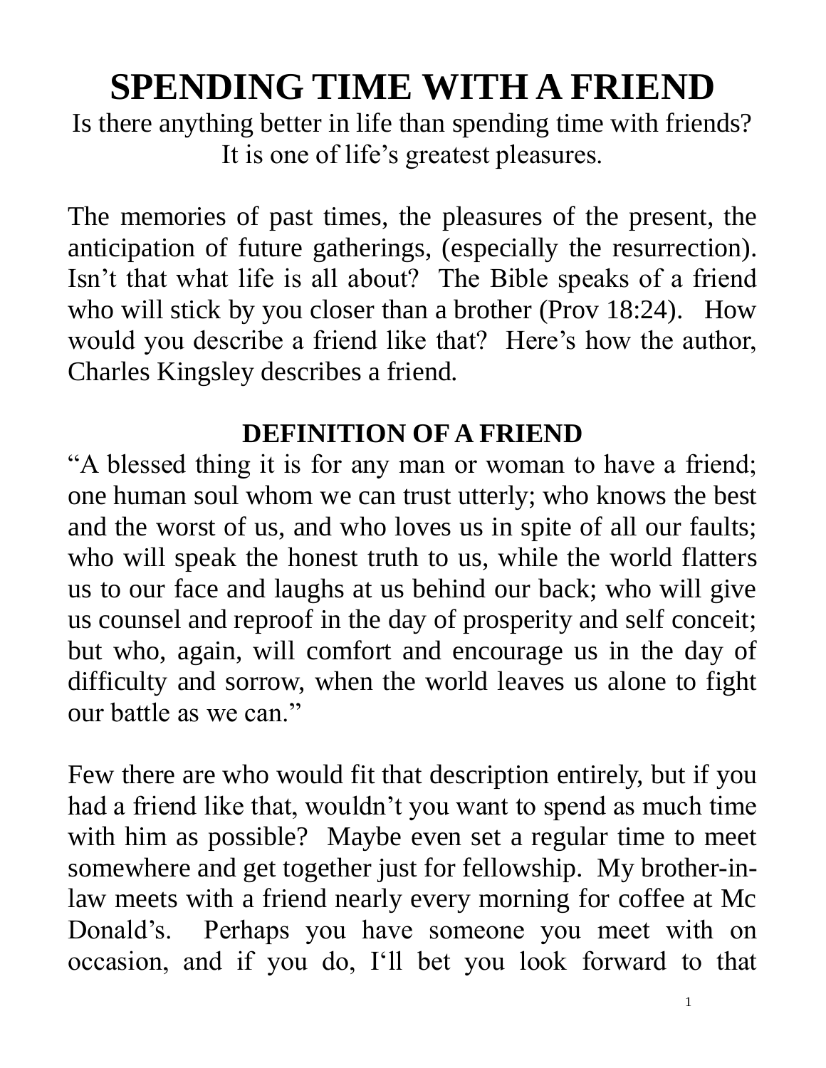# SPENDING TIME WITH A FRIEND

Is there anything better in life than spending time with friends? It is one of life's greatest pleasures.

The memories of past times, the pleasures of the present, the anticipation of future gatherings, (especially the resurrection). Isn't that what life is all about? The Bible speaks of a friend who will stick by you closer than a brother (Prov 18:24). How would you describe a friend like that? Here's how the author, Charles Kingsley describes a friend.

## DEFINITION OF A FRIEND

"A blessed thing it is for any man or woman to have a friend; one human soul whom we can trust utterly; who knows the best and the worst of us, and who loves us in spite of all our faults; who will speak the honest truth to us, while the world flatters us to our face and laughs at us behind our back; who will give us counsel and reproof in the day of prosperity and self conceit; but who, again, will comfort and encourage us in the day of difficulty and sorrow, when the world leaves us alone to fight our battle as we can."

Few there are who would fit that description entirely, but if you had a friend like that, wouldn't you want to spend as much time with him as possible? Maybe even set a regular time to meet somewhere and get together just for fellowship. My brother-in-law meets with a friend nearly every morning for coffee at Mc Donald's. Perhaps you have someone you meet with on occasion, and if you do, I'll bet you look forward to that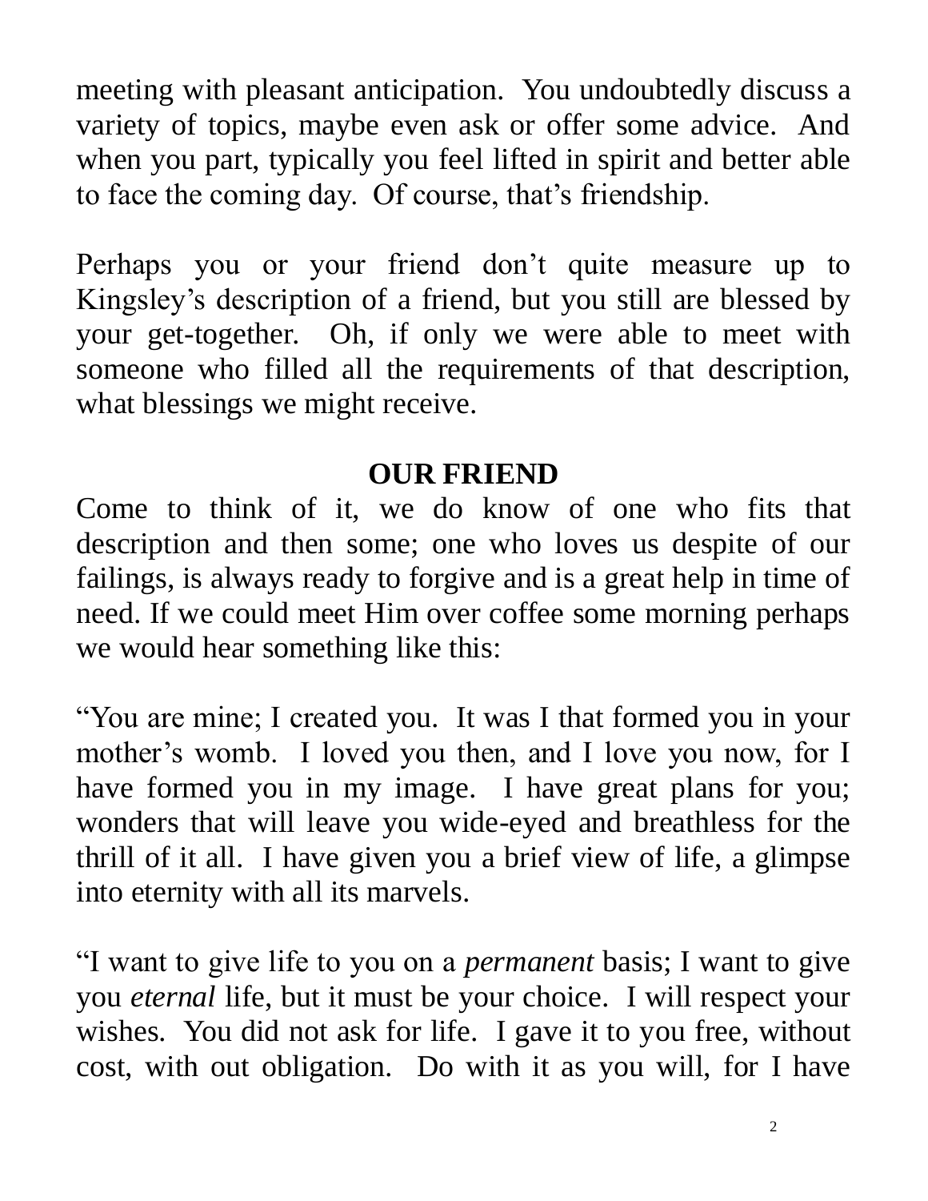meeting with pleasant anticipation.  You undoubtedly discuss a variety of topics, maybe even ask or offer some advice.  And when you part, typically you feel lifted in spirit and better able to face the coming day.  Of course, that's friendship.

Perhaps you or your friend don't quite measure up to Kingsley's description of a friend, but you still are blessed by your get-together.  Oh, if only we were able to meet with someone who filled all the requirements of that description, what blessings we might receive.

## OUR FRIEND

Come to think of it, we do know of one who fits that description and then some; one who loves us despite of our failings, is always ready to forgive and is a great help in time of need. If we could meet Him over coffee some morning perhaps we would hear something like this:

"You are mine; I created you.  It was I that formed you in your mother's womb.  I loved you then, and I love you now, for I have formed you in my image.  I have great plans for you; wonders that will leave you wide-eyed and breathless for the thrill of it all.  I have given you a brief view of life, a glimpse into eternity with all its marvels.

"I want to give life to you on a *permanent* basis; I want to give you *eternal* life, but it must be your choice.  I will respect your wishes.  You did not ask for life.  I gave it to you free, without cost, with out obligation.  Do with it as you will, for I have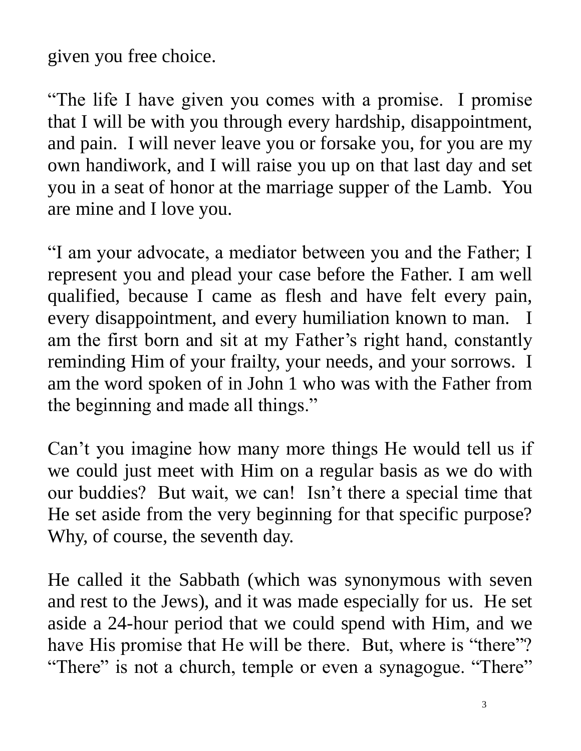given you free choice.

“The life I have given you comes with a promise. I promise that I will be with you through every hardship, disappointment, and pain. I will never leave you or forsake you, for you are my own handiwork, and I will raise you up on that last day and set you in a seat of honor at the marriage supper of the Lamb. You are mine and I love you.

“I am your advocate, a mediator between you and the Father; I represent you and plead your case before the Father. I am well qualified, because I came as flesh and have felt every pain, every disappointment, and every humiliation known to man. I am the first born and sit at my Father’s right hand, constantly reminding Him of your frailty, your needs, and your sorrows. I am the word spoken of in John 1 who was with the Father from the beginning and made all things.”

Can’t you imagine how many more things He would tell us if we could just meet with Him on a regular basis as we do with our buddies? But wait, we can! Isn’t there a special time that He set aside from the very beginning for that specific purpose? Why, of course, the seventh day.

He called it the Sabbath (which was synonymous with seven and rest to the Jews), and it was made especially for us. He set aside a 24-hour period that we could spend with Him, and we have His promise that He will be there. But, where is “there”? “There” is not a church, temple or even a synagogue. “There”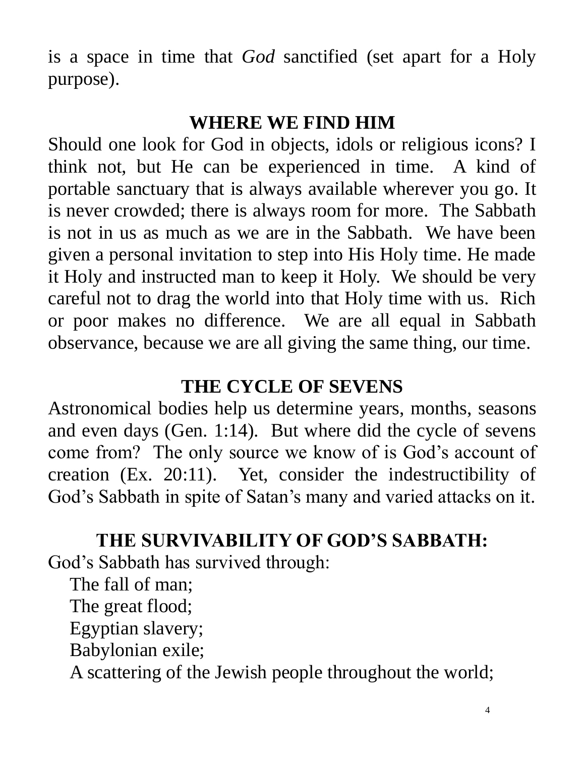is a space in time that *God* sanctified (set apart for a Holy purpose).

## WHERE WE FIND HIM

Should one look for God in objects, idols or religious icons? I think not, but He can be experienced in time. A kind of portable sanctuary that is always available wherever you go. It is never crowded; there is always room for more. The Sabbath is not in us as much as we are in the Sabbath. We have been given a personal invitation to step into His Holy time. He made it Holy and instructed man to keep it Holy. We should be very careful not to drag the world into that Holy time with us. Rich or poor makes no difference. We are all equal in Sabbath observance, because we are all giving the same thing, our time.

## THE CYCLE OF SEVENS

Astronomical bodies help us determine years, months, seasons and even days (Gen. 1:14). But where did the cycle of sevens come from? The only source we know of is God's account of creation (Ex. 20:11). Yet, consider the indestructibility of God's Sabbath in spite of Satan's many and varied attacks on it.

## THE SURVIVABILITY OF GOD'S SABBATH:

God's Sabbath has survived through:

- The fall of man;
- The great flood;
- Egyptian slavery;
- Babylonian exile;
- A scattering of the Jewish people throughout the world;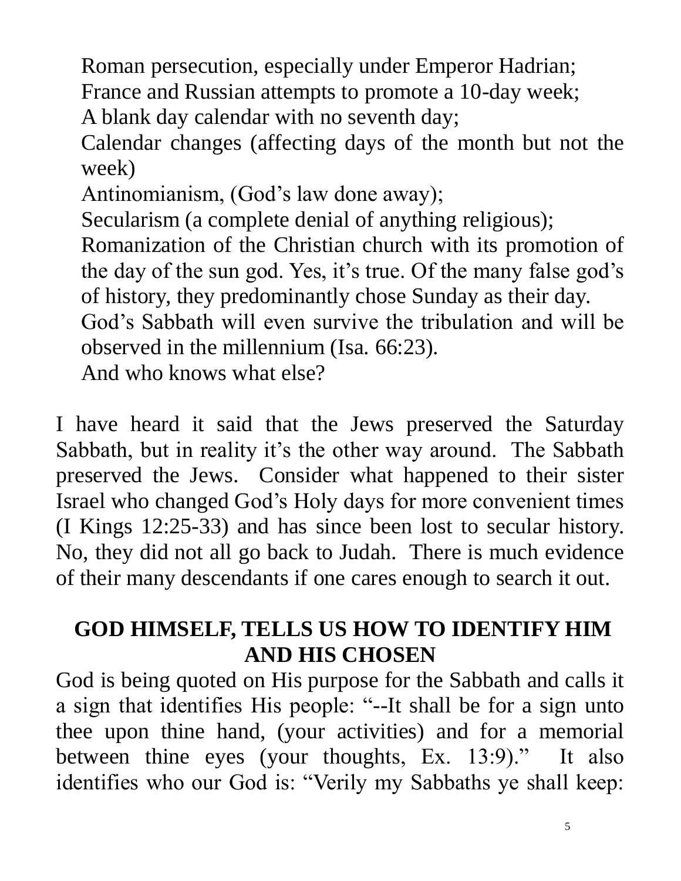Roman persecution, especially under Emperor Hadrian;
France and Russian attempts to promote a 10-day week;
A blank day calendar with no seventh day;
Calendar changes (affecting days of the month but not the week)
Antinomianism, (God's law done away);
Secularism (a complete denial of anything religious);
Romanization of the Christian church with its promotion of the day of the sun god. Yes, it's true. Of the many false god's of history, they predominantly chose Sunday as their day.
God's Sabbath will even survive the tribulation and will be observed in the millennium (Isa. 66:23).
And who knows what else?

I have heard it said that the Jews preserved the Saturday Sabbath, but in reality it's the other way around. The Sabbath preserved the Jews. Consider what happened to their sister Israel who changed God's Holy days for more convenient times (I Kings 12:25-33) and has since been lost to secular history. No, they did not all go back to Judah. There is much evidence of their many descendants if one cares enough to search it out.

## GOD HIMSELF, TELLS US HOW TO IDENTIFY HIM AND HIS CHOSEN

God is being quoted on His purpose for the Sabbath and calls it a sign that identifies His people: "--It shall be for a sign unto thee upon thine hand, (your activities) and for a memorial between thine eyes (your thoughts, Ex. 13:9)." It also identifies who our God is: "Verily my Sabbaths ye shall keep: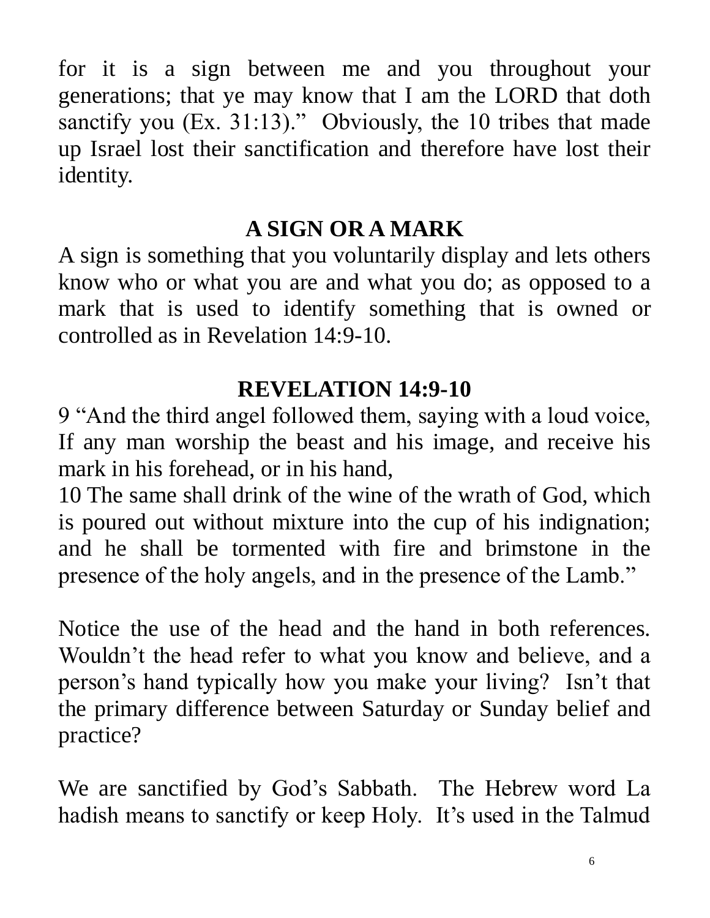for it is a sign between me and you throughout your generations; that ye may know that I am the LORD that doth sanctify you (Ex. 31:13)." Obviously, the 10 tribes that made up Israel lost their sanctification and therefore have lost their identity.

## A SIGN OR A MARK

A sign is something that you voluntarily display and lets others know who or what you are and what you do; as opposed to a mark that is used to identify something that is owned or controlled as in Revelation 14:9-10.

## REVELATION 14:9-10

9 "And the third angel followed them, saying with a loud voice, If any man worship the beast and his image, and receive his mark in his forehead, or in his hand,

10 The same shall drink of the wine of the wrath of God, which is poured out without mixture into the cup of his indignation; and he shall be tormented with fire and brimstone in the presence of the holy angels, and in the presence of the Lamb."

Notice the use of the head and the hand in both references. Wouldn't the head refer to what you know and believe, and a person's hand typically how you make your living? Isn't that the primary difference between Saturday or Sunday belief and practice?

We are sanctified by God's Sabbath. The Hebrew word La hadish means to sanctify or keep Holy. It's used in the Talmud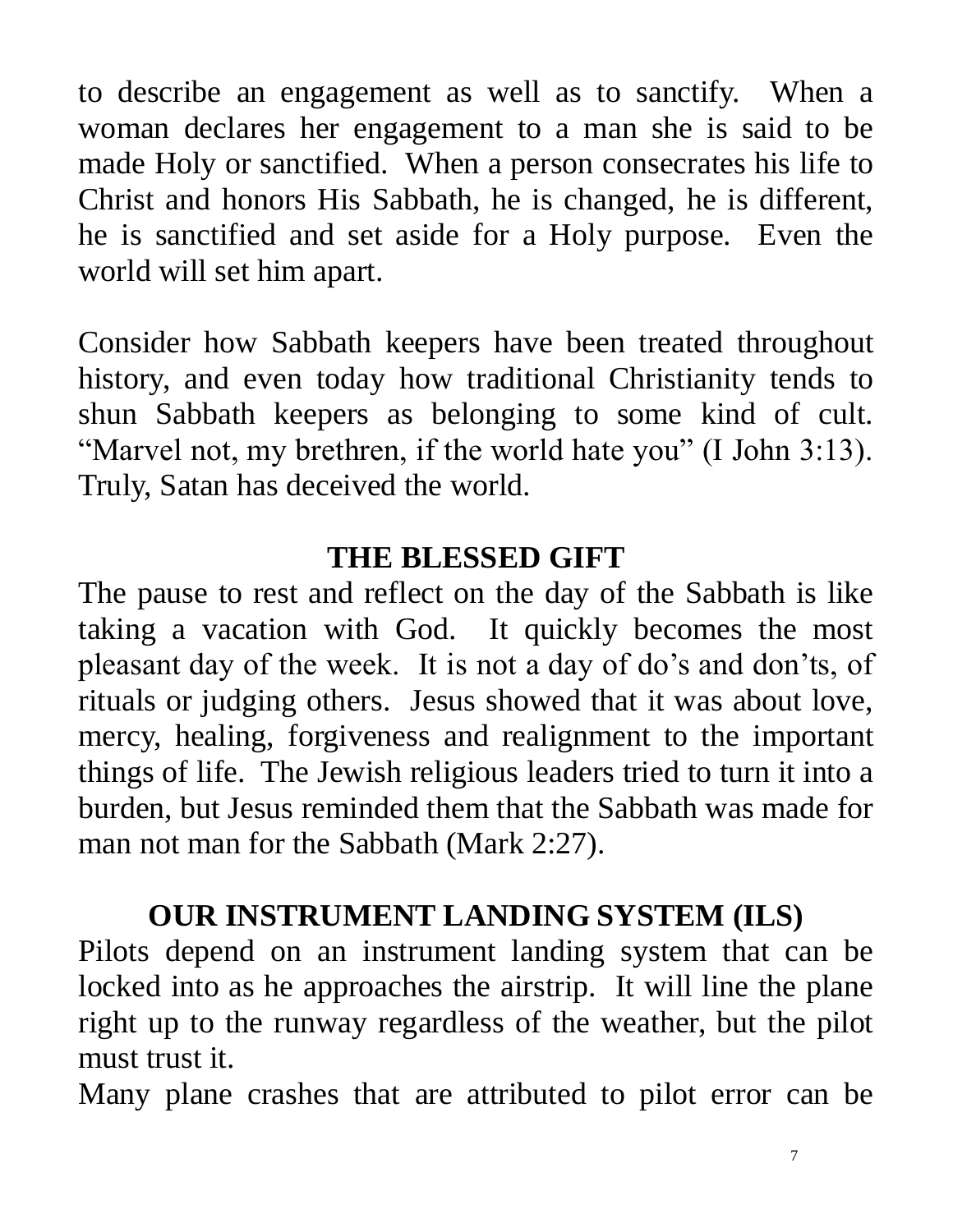to describe an engagement as well as to sanctify. When a woman declares her engagement to a man she is said to be made Holy or sanctified. When a person consecrates his life to Christ and honors His Sabbath, he is changed, he is different, he is sanctified and set aside for a Holy purpose. Even the world will set him apart.

Consider how Sabbath keepers have been treated throughout history, and even today how traditional Christianity tends to shun Sabbath keepers as belonging to some kind of cult. "Marvel not, my brethren, if the world hate you" (I John 3:13). Truly, Satan has deceived the world.

## THE BLESSED GIFT

The pause to rest and reflect on the day of the Sabbath is like taking a vacation with God. It quickly becomes the most pleasant day of the week. It is not a day of do's and don'ts, of rituals or judging others. Jesus showed that it was about love, mercy, healing, forgiveness and realignment to the important things of life. The Jewish religious leaders tried to turn it into a burden, but Jesus reminded them that the Sabbath was made for man not man for the Sabbath (Mark 2:27).

## OUR INSTRUMENT LANDING SYSTEM (ILS)

Pilots depend on an instrument landing system that can be locked into as he approaches the airstrip. It will line the plane right up to the runway regardless of the weather, but the pilot must trust it.

Many plane crashes that are attributed to pilot error can be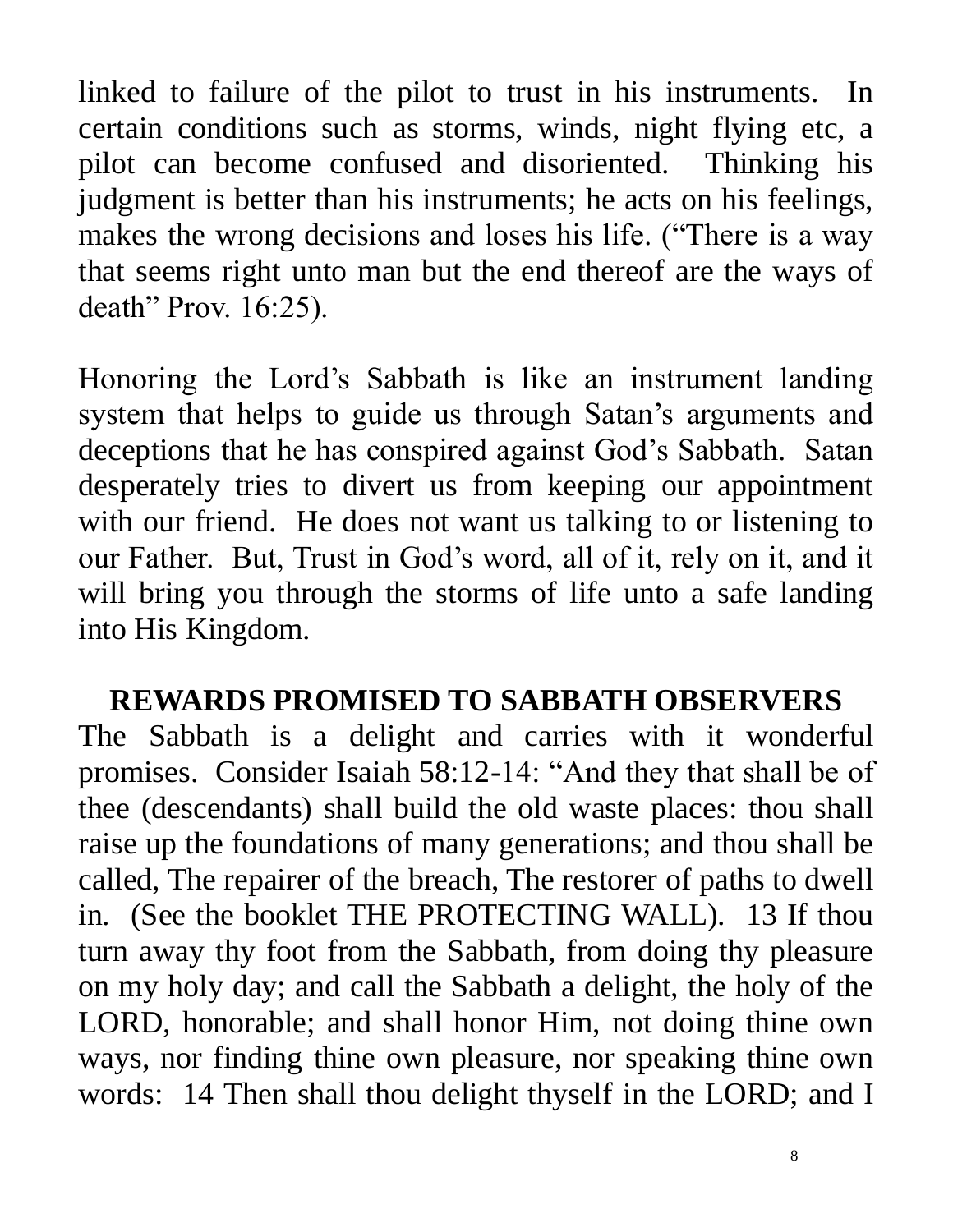linked to failure of the pilot to trust in his instruments. In certain conditions such as storms, winds, night flying etc, a pilot can become confused and disoriented. Thinking his judgment is better than his instruments; he acts on his feelings, makes the wrong decisions and loses his life. ("There is a way that seems right unto man but the end thereof are the ways of death" Prov. 16:25).

Honoring the Lord's Sabbath is like an instrument landing system that helps to guide us through Satan's arguments and deceptions that he has conspired against God's Sabbath. Satan desperately tries to divert us from keeping our appointment with our friend. He does not want us talking to or listening to our Father. But, Trust in God's word, all of it, rely on it, and it will bring you through the storms of life unto a safe landing into His Kingdom.

## REWARDS PROMISED TO SABBATH OBSERVERS

The Sabbath is a delight and carries with it wonderful promises. Consider Isaiah 58:12-14: "And they that shall be of thee (descendants) shall build the old waste places: thou shall raise up the foundations of many generations; and thou shall be called, The repairer of the breach, The restorer of paths to dwell in. (See the booklet THE PROTECTING WALL). 13 If thou turn away thy foot from the Sabbath, from doing thy pleasure on my holy day; and call the Sabbath a delight, the holy of the LORD, honorable; and shall honor Him, not doing thine own ways, nor finding thine own pleasure, nor speaking thine own words: 14 Then shall thou delight thyself in the LORD; and I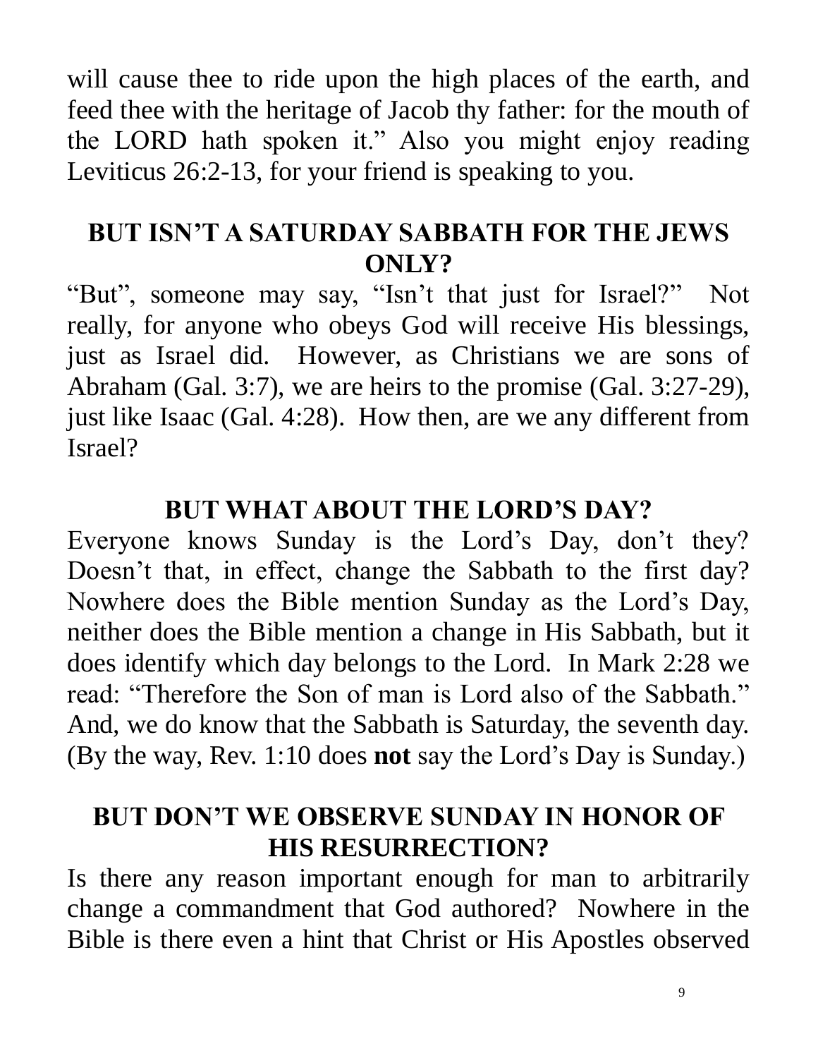will cause thee to ride upon the high places of the earth, and feed thee with the heritage of Jacob thy father: for the mouth of the LORD hath spoken it." Also you might enjoy reading Leviticus 26:2-13, for your friend is speaking to you.

## BUT ISN'T A SATURDAY SABBATH FOR THE JEWS ONLY?

"But", someone may say, "Isn't that just for Israel?" Not really, for anyone who obeys God will receive His blessings, just as Israel did. However, as Christians we are sons of Abraham (Gal. 3:7), we are heirs to the promise (Gal. 3:27-29), just like Isaac (Gal. 4:28). How then, are we any different from Israel?

## BUT WHAT ABOUT THE LORD'S DAY?

Everyone knows Sunday is the Lord's Day, don't they? Doesn't that, in effect, change the Sabbath to the first day? Nowhere does the Bible mention Sunday as the Lord's Day, neither does the Bible mention a change in His Sabbath, but it does identify which day belongs to the Lord. In Mark 2:28 we read: "Therefore the Son of man is Lord also of the Sabbath." And, we do know that the Sabbath is Saturday, the seventh day. (By the way, Rev. 1:10 does **not** say the Lord's Day is Sunday.)

## BUT DON'T WE OBSERVE SUNDAY IN HONOR OF HIS RESURRECTION?

Is there any reason important enough for man to arbitrarily change a commandment that God authored? Nowhere in the Bible is there even a hint that Christ or His Apostles observed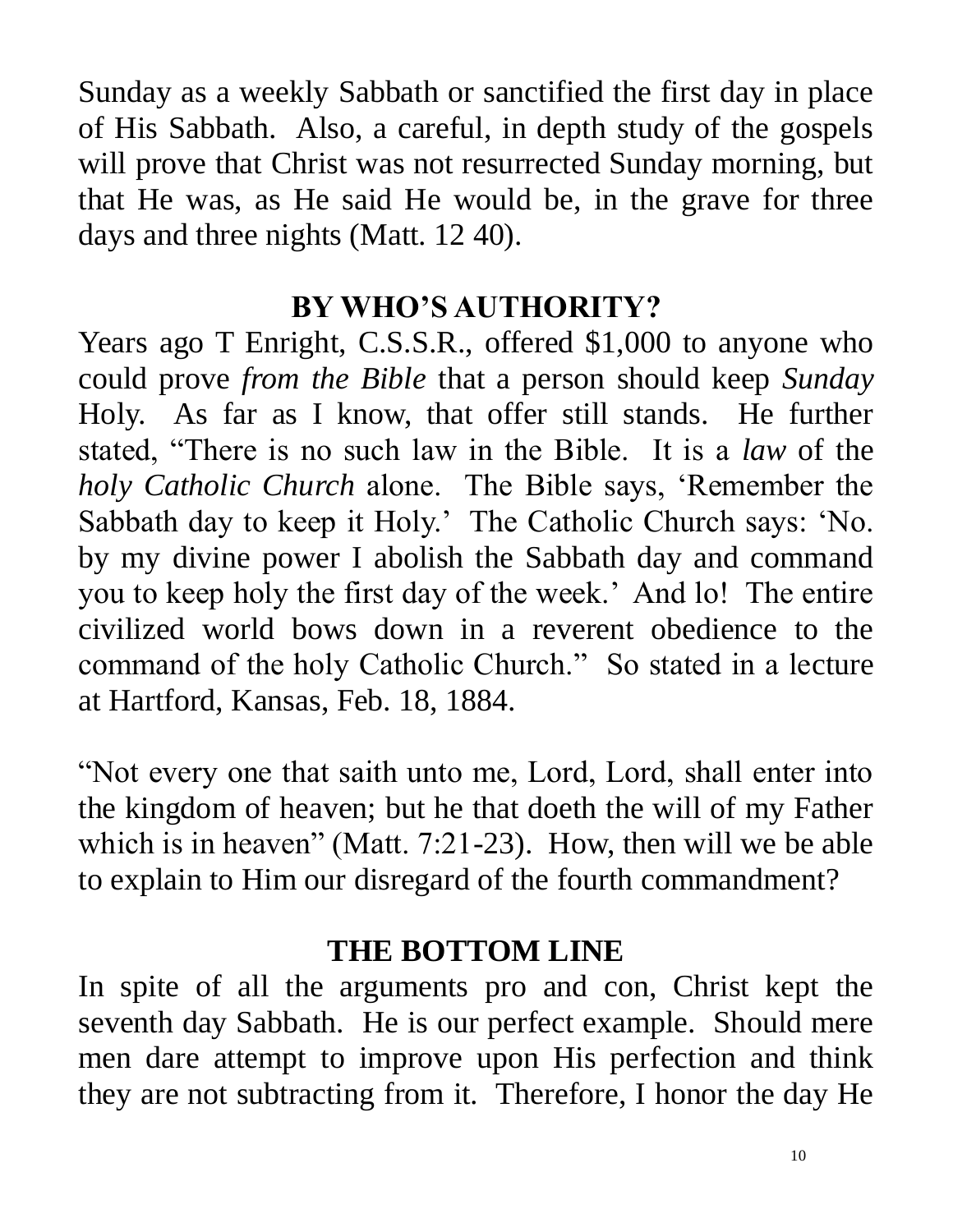Sunday as a weekly Sabbath or sanctified the first day in place of His Sabbath. Also, a careful, in depth study of the gospels will prove that Christ was not resurrected Sunday morning, but that He was, as He said He would be, in the grave for three days and three nights (Matt. 12 40).

## BY WHO'S AUTHORITY?

Years ago T Enright, C.S.S.R., offered $1,000 to anyone who could prove *from the Bible* that a person should keep *Sunday* Holy. As far as I know, that offer still stands. He further stated, "There is no such law in the Bible. It is a *law* of the *holy Catholic Church* alone. The Bible says, 'Remember the Sabbath day to keep it Holy.' The Catholic Church says: 'No. by my divine power I abolish the Sabbath day and command you to keep holy the first day of the week.' And lo! The entire civilized world bows down in a reverent obedience to the command of the holy Catholic Church." So stated in a lecture at Hartford, Kansas, Feb. 18, 1884.

"Not every one that saith unto me, Lord, Lord, shall enter into the kingdom of heaven; but he that doeth the will of my Father which is in heaven" (Matt. 7:21-23). How, then will we be able to explain to Him our disregard of the fourth commandment?

## THE BOTTOM LINE

In spite of all the arguments pro and con, Christ kept the seventh day Sabbath. He is our perfect example. Should mere men dare attempt to improve upon His perfection and think they are not subtracting from it. Therefore, I honor the day He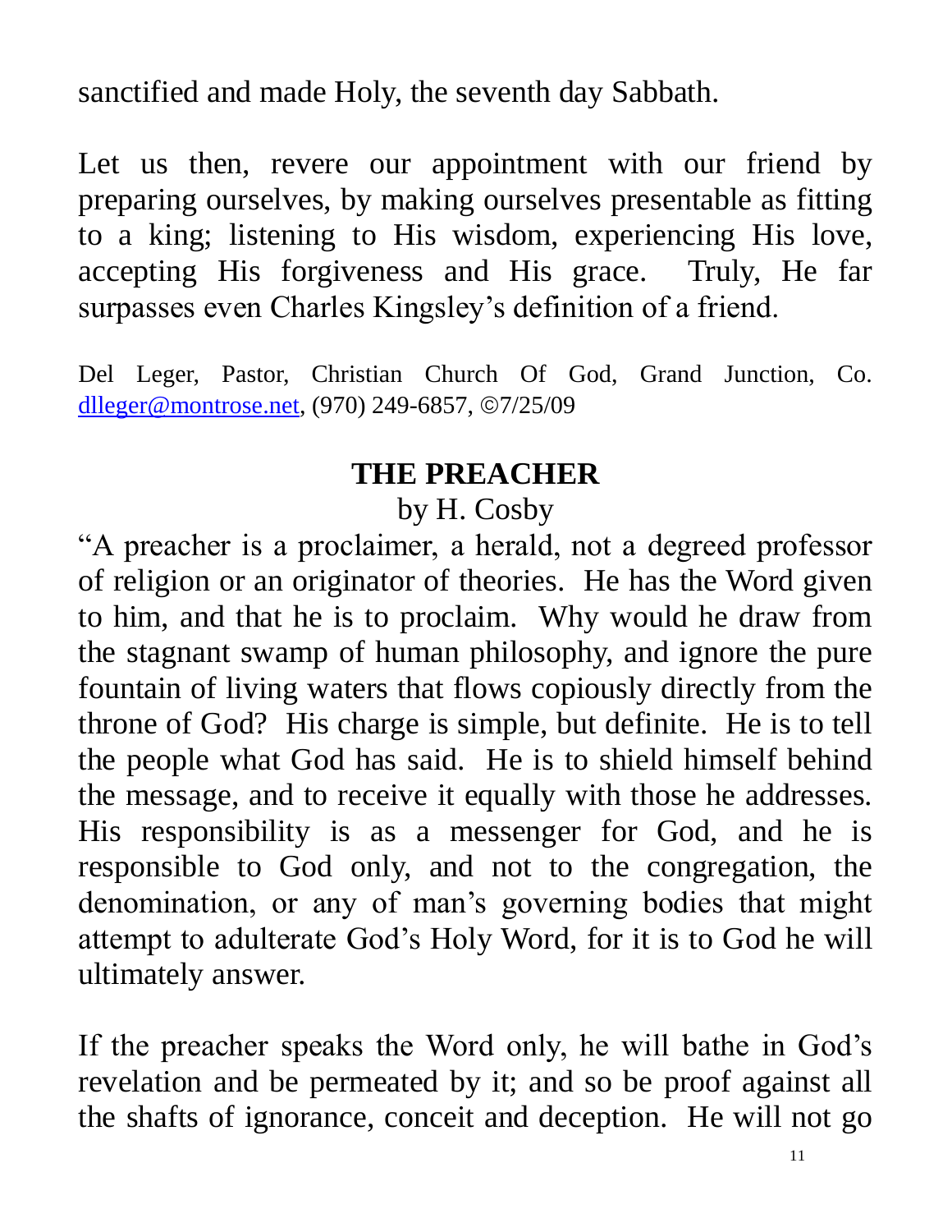sanctified and made Holy, the seventh day Sabbath.

Let us then, revere our appointment with our friend by preparing ourselves, by making ourselves presentable as fitting to a king; listening to His wisdom, experiencing His love, accepting His forgiveness and His grace. Truly, He far surpasses even Charles Kingsley's definition of a friend.

Del Leger, Pastor, Christian Church Of God, Grand Junction, Co. dlleger@montrose.net, (970) 249-6857, ©7/25/09

## THE PREACHER

by H. Cosby

"A preacher is a proclaimer, a herald, not a degreed professor of religion or an originator of theories. He has the Word given to him, and that he is to proclaim. Why would he draw from the stagnant swamp of human philosophy, and ignore the pure fountain of living waters that flows copiously directly from the throne of God? His charge is simple, but definite. He is to tell the people what God has said. He is to shield himself behind the message, and to receive it equally with those he addresses. His responsibility is as a messenger for God, and he is responsible to God only, and not to the congregation, the denomination, or any of man's governing bodies that might attempt to adulterate God's Holy Word, for it is to God he will ultimately answer.

If the preacher speaks the Word only, he will bathe in God's revelation and be permeated by it; and so be proof against all the shafts of ignorance, conceit and deception. He will not go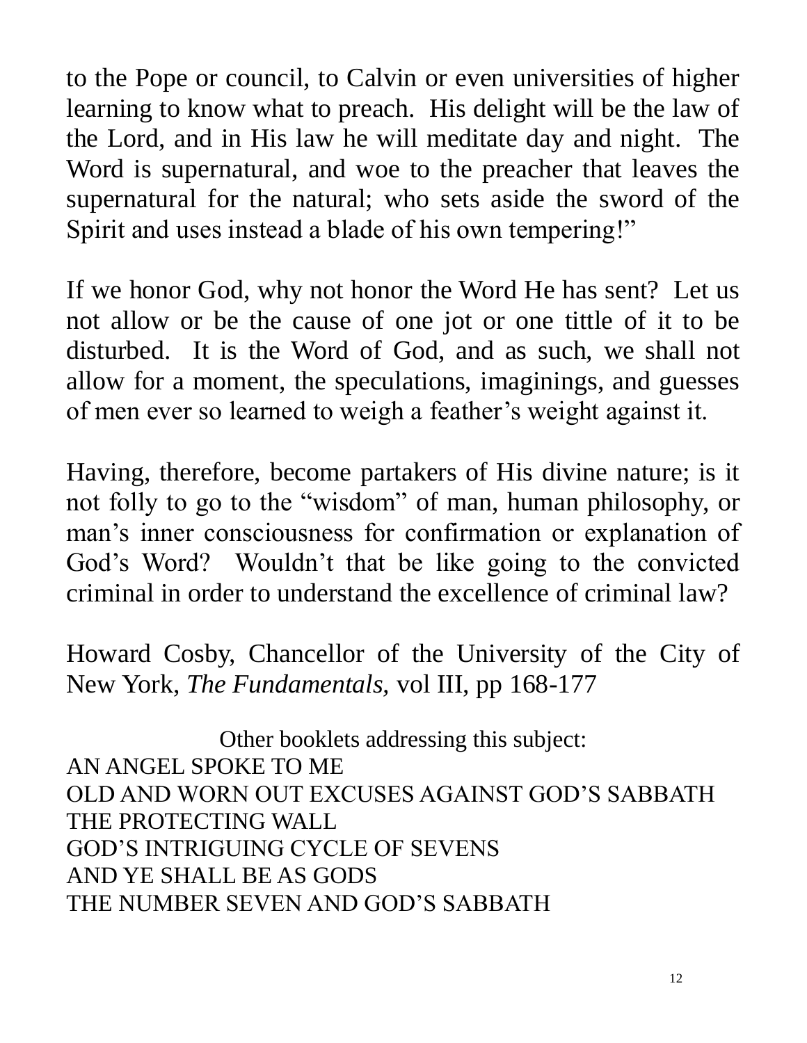to the Pope or council, to Calvin or even universities of higher learning to know what to preach. His delight will be the law of the Lord, and in His law he will meditate day and night. The Word is supernatural, and woe to the preacher that leaves the supernatural for the natural; who sets aside the sword of the Spirit and uses instead a blade of his own tempering!"

If we honor God, why not honor the Word He has sent? Let us not allow or be the cause of one jot or one tittle of it to be disturbed. It is the Word of God, and as such, we shall not allow for a moment, the speculations, imaginings, and guesses of men ever so learned to weigh a feather's weight against it.

Having, therefore, become partakers of His divine nature; is it not folly to go to the "wisdom" of man, human philosophy, or man's inner consciousness for confirmation or explanation of God's Word? Wouldn't that be like going to the convicted criminal in order to understand the excellence of criminal law?

Howard Cosby, Chancellor of the University of the City of New York, *The Fundamentals,* vol III, pp 168-177

Other booklets addressing this subject:

AN ANGEL SPOKE TO ME
OLD AND WORN OUT EXCUSES AGAINST GOD'S SABBATH
THE PROTECTING WALL
GOD'S INTRIGUING CYCLE OF SEVENS
AND YE SHALL BE AS GODS
THE NUMBER SEVEN AND GOD'S SABBATH